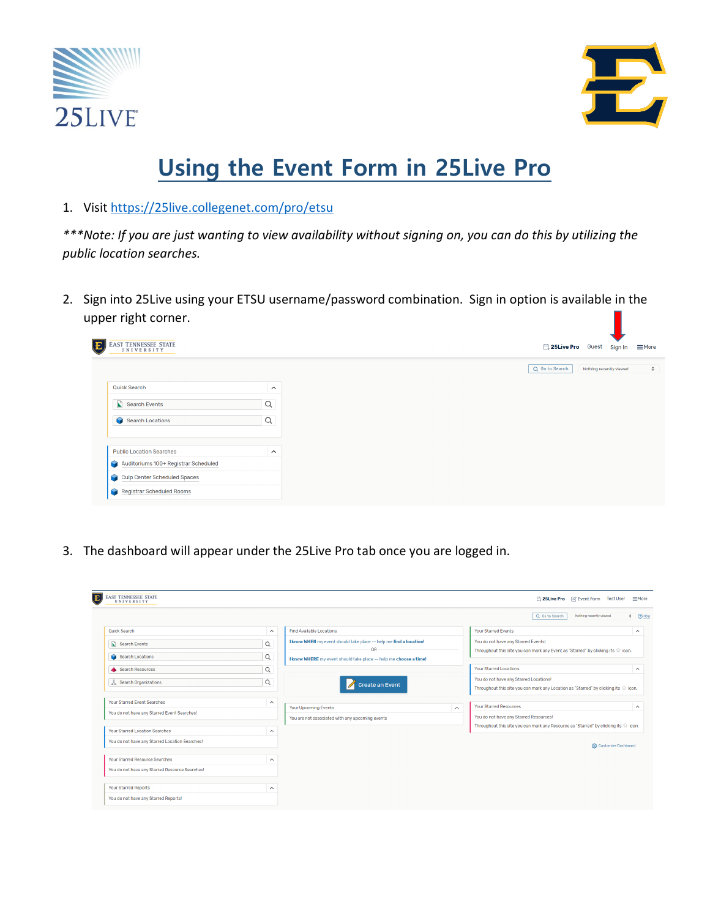# Using the Event Form in 25Live Pro

1. Visit https://25live.collegenet.com/pro/etsu

****Note: If you are just wanting to view availability without signing on, you can do this by utilizing the public location searches.*

2. Sign into 25Live using your ETSU username/password combination. Sign in option is available in the upper right corner.

3. The dashboard will appear under the 25Live Pro tab once you are logged in.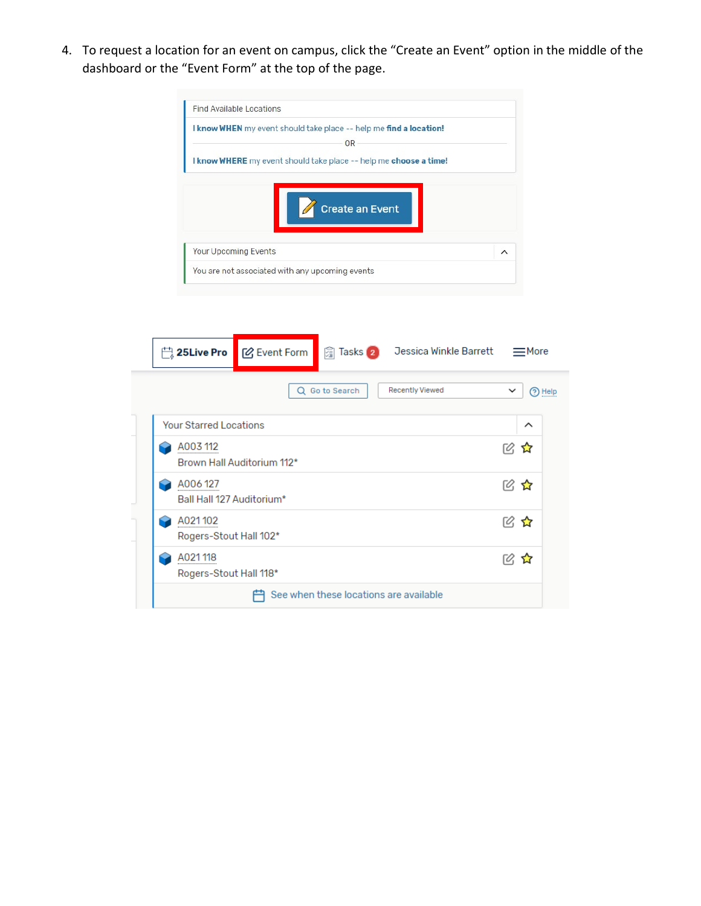4. To request a location for an event on campus, click the "Create an Event" option in the middle of the dashboard or the "Event Form" at the top of the page.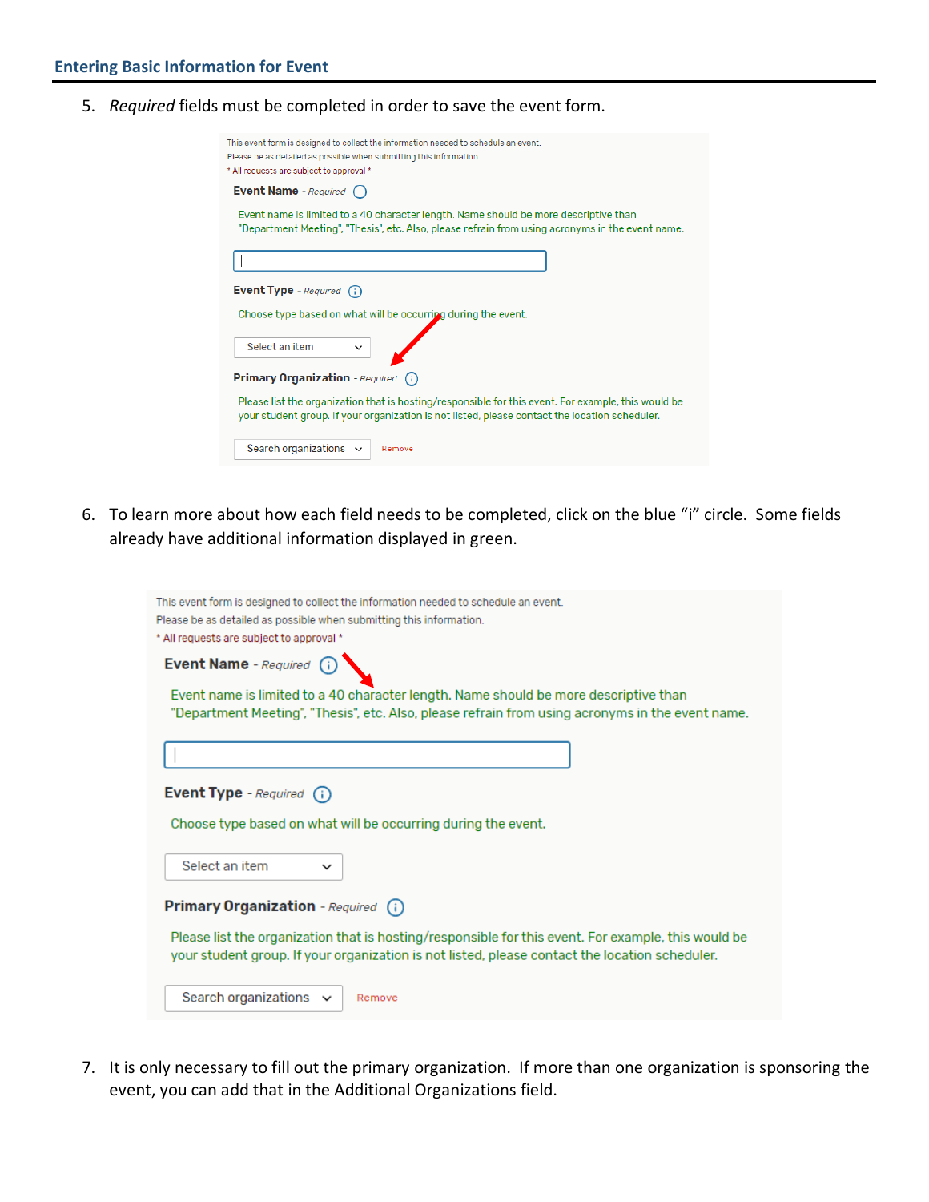## Entering Basic Information for Event

5. *Required* fields must be completed in order to save the event form.

6. To learn more about how each field needs to be completed, click on the blue "i" circle. Some fields already have additional information displayed in green.

7. It is only necessary to fill out the primary organization. If more than one organization is sponsoring the event, you can add that in the Additional Organizations field.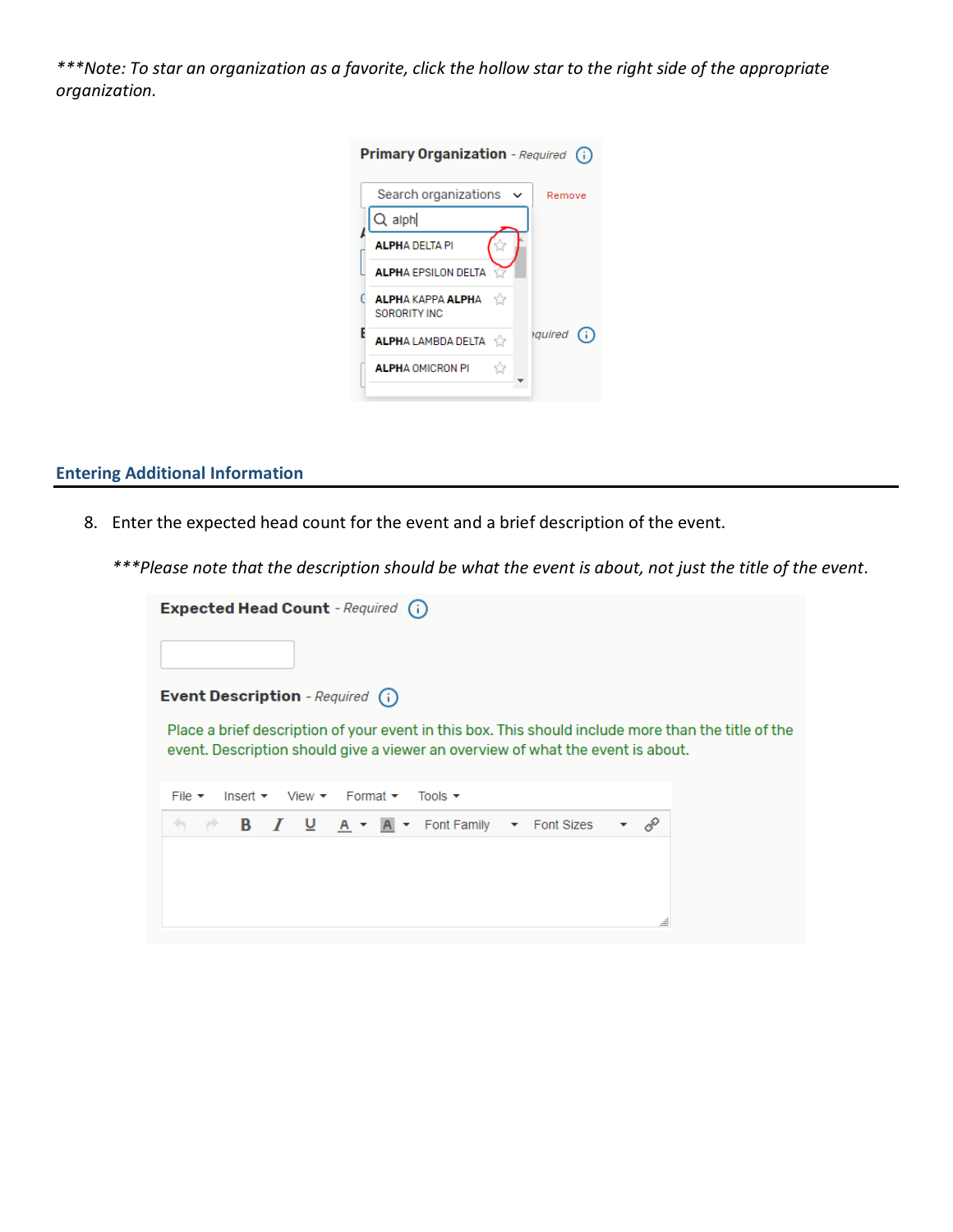****Note: To star an organization as a favorite, click the hollow star to the right side of the appropriate organization.*

## Entering Additional Information

8. Enter the expected head count for the event and a brief description of the event.

   ****Please note that the description should be what the event is about, not just the title of the event.*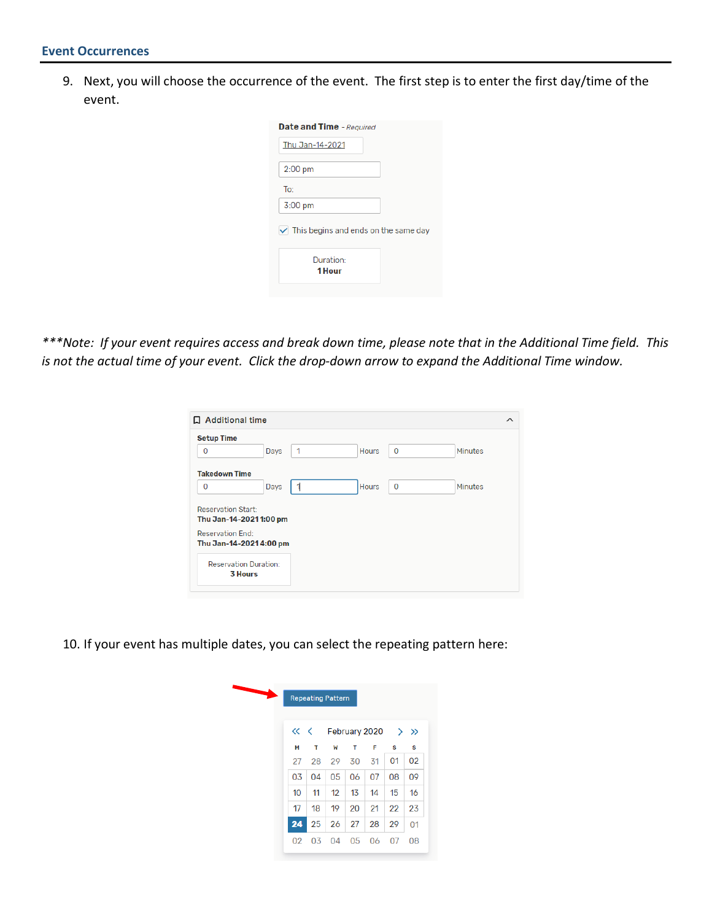## Event Occurrences

9. Next, you will choose the occurrence of the event. The first step is to enter the first day/time of the event.

**Date and Time** - *Required*

Thu Jan-14-2021

2:00 pm

To:

3:00 pm

☑ This begins and ends on the same day

Duration:
**1 Hour**

****Note: If your event requires access and break down time, please note that in the Additional Time field. This is not the actual time of your event. Click the drop-down arrow to expand the Additional Time window.*

**Additional time**

**Setup Time**

0 Days 1 Hours 0 Minutes

**Takedown Time**

0 Days 1 Hours 0 Minutes

Reservation Start:
**Thu Jan-14-2021 1:00 pm**

Reservation End:
**Thu Jan-14-2021 4:00 pm**

Reservation Duration:
**3 Hours**

10. If your event has multiple dates, you can select the repeating pattern here:

Repeating Pattern

February 2020

| M | T | W | T | F | S | S |
|---|---|---|---|---|---|---|
| 27 | 28 | 29 | 30 | 31 | 01 | 02 |
| 03 | 04 | 05 | 06 | 07 | 08 | 09 |
| 10 | 11 | 12 | 13 | 14 | 15 | 16 |
| 17 | 18 | 19 | 20 | 21 | 22 | 23 |
| 24 | 25 | 26 | 27 | 28 | 29 | 01 |
| 02 | 03 | 04 | 05 | 06 | 07 | 08 |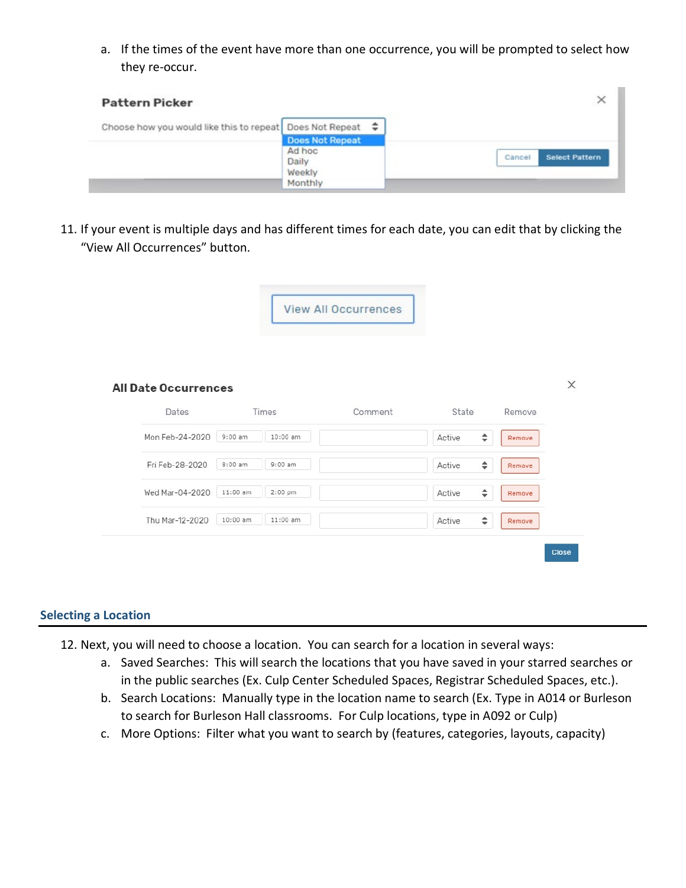a. If the times of the event have more than one occurrence, you will be prompted to select how they re-occur.

**Pattern Picker**

Choose how you would like this to repeat: Does Not Repeat

- Does Not Repeat
- Ad hoc
- Daily
- Weekly
- Monthly

Cancel | Select Pattern

11. If your event is multiple days and has different times for each date, you can edit that by clicking the "View All Occurrences" button.

View All Occurrences

**All Date Occurrences**

| Dates | Times | | Comment | State | Remove |
|---|---|---|---|---|---|
| Mon Feb-24-2020 | 9:00 am | 10:00 am | | Active | Remove |
| Fri Feb-28-2020 | 8:00 am | 9:00 am | | Active | Remove |
| Wed Mar-04-2020 | 11:00 am | 2:00 pm | | Active | Remove |
| Thu Mar-12-2020 | 10:00 am | 11:00 am | | Active | Remove |

Close

## Selecting a Location

12. Next, you will need to choose a location. You can search for a location in several ways:
    a. Saved Searches: This will search the locations that you have saved in your starred searches or in the public searches (Ex. Culp Center Scheduled Spaces, Registrar Scheduled Spaces, etc.).
    b. Search Locations: Manually type in the location name to search (Ex. Type in A014 or Burleson to search for Burleson Hall classrooms. For Culp locations, type in A092 or Culp)
    c. More Options: Filter what you want to search by (features, categories, layouts, capacity)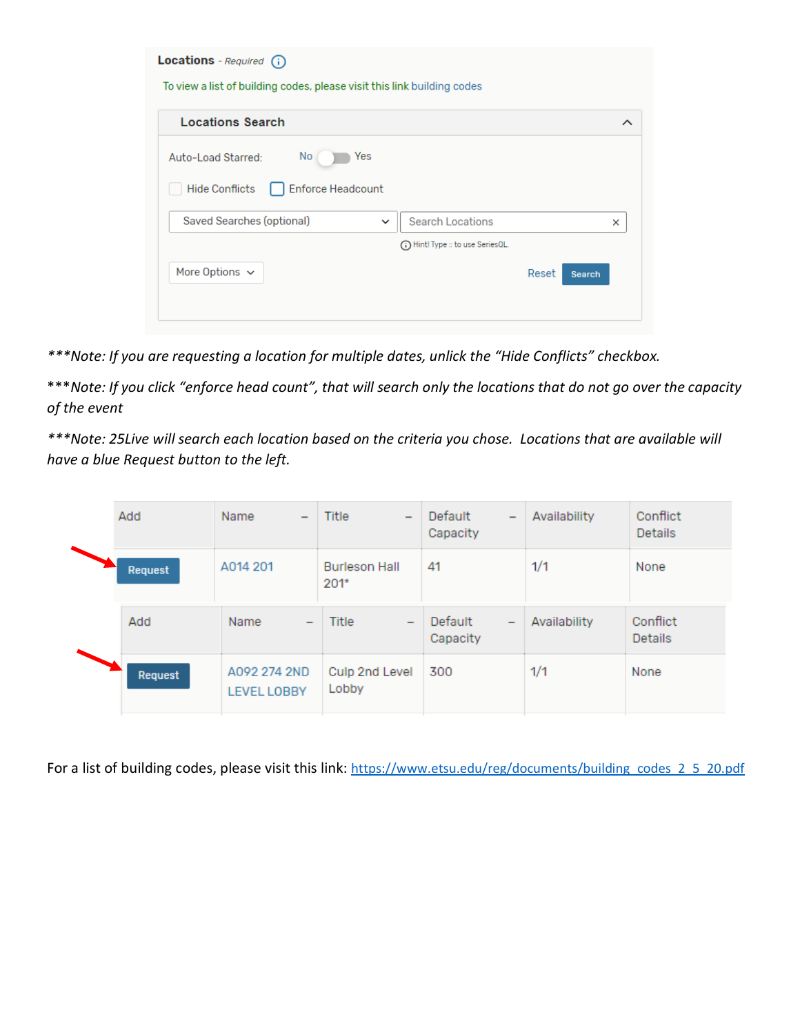**Locations** - *Required*

To view a list of building codes, please visit this link building codes

**Locations Search**

Auto-Load Starred: No / Yes

Hide Conflicts | Enforce Headcount

Saved Searches (optional) | Search Locations

Hint! Type :: to use SeriesQL.

More Options | Reset | Search

****Note: If you are requesting a location for multiple dates, unlick the "Hide Conflicts" checkbox.*

****Note: If you click "enforce head count", that will search only the locations that do not go over the capacity of the event*

****Note: 25Live will search each location based on the criteria you chose. Locations that are available will have a blue Request button to the left.*

| Add | Name | Title | Default Capacity | Availability | Conflict Details |
|---|---|---|---|---|---|
| Request | A014 201 | Burleson Hall 201* | 41 | 1/1 | None |

| Add | Name | Title | Default Capacity | Availability | Conflict Details |
|---|---|---|---|---|---|
| Request | A092 274 2ND LEVEL LOBBY | Culp 2nd Level Lobby | 300 | 1/1 | None |

For a list of building codes, please visit this link: https://www.etsu.edu/reg/documents/building_codes_2_5_20.pdf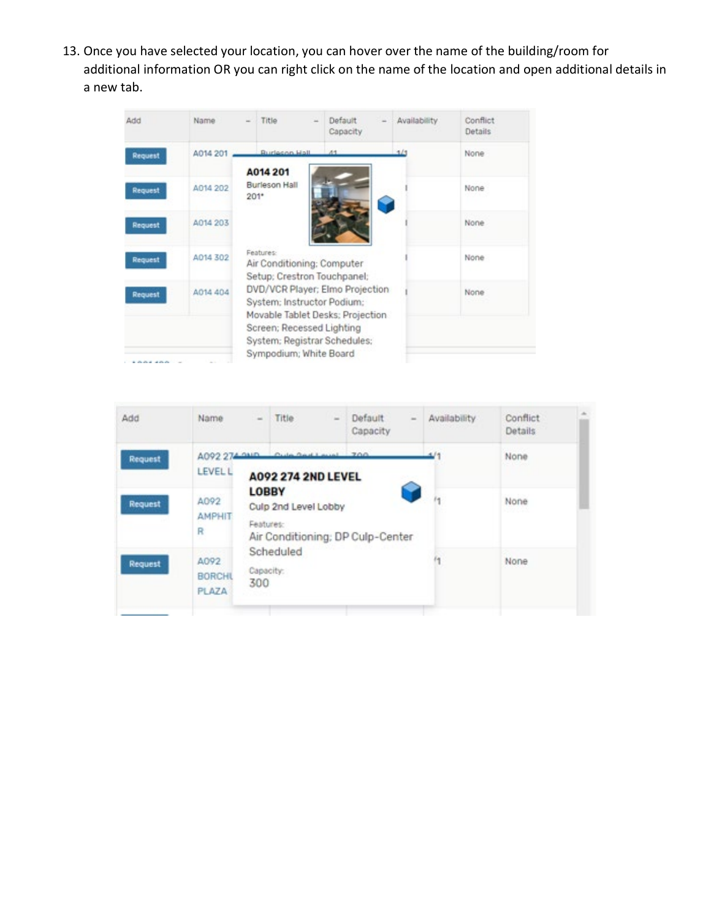13. Once you have selected your location, you can hover over the name of the building/room for additional information OR you can right click on the name of the location and open additional details in a new tab.

| Add | Name | Title | Default Capacity | Availability | Conflict Details |
|---|---|---|---|---|---|
| Request | A014 201 | Burleson Hall | 41 | 1/1 | None |
| Request | A014 202 | | | | None |
| Request | A014 203 | | | | None |
| Request | A014 302 | | | | None |
| Request | A014 404 | | | | None |

A014 201
Burleson Hall 201*

Features:
Air Conditioning; Computer Setup; Crestron Touchpanel; DVD/VCR Player; Elmo Projection System; Instructor Podium; Movable Tablet Desks; Projection Screen; Recessed Lighting System; Registrar Schedules; Sympodium; White Board

| Add | Name | Title | Default Capacity | Availability | Conflict Details |
|---|---|---|---|---|---|
| Request | A092 274 2ND LEVEL L | Culp 2nd Level | 300 | 1/1 | None |
| Request | A092 AMPHIT R | | | 1 | None |
| Request | A092 BORCHI PLAZA | | | 1 | None |

A092 274 2ND LEVEL LOBBY
Culp 2nd Level Lobby

Features:
Air Conditioning; DP Culp-Center Scheduled

Capacity:
300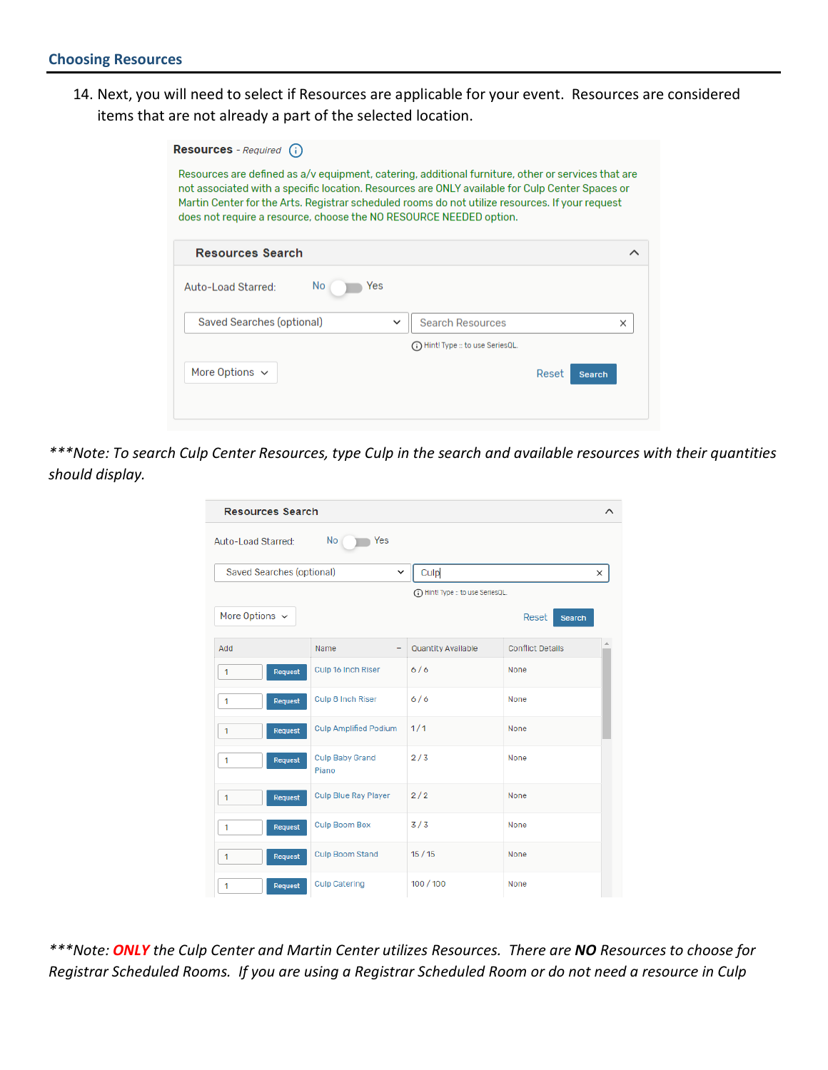## Choosing Resources

14. Next, you will need to select if Resources are applicable for your event. Resources are considered items that are not already a part of the selected location.

**Resources** - *Required*

Resources are defined as a/v equipment, catering, additional furniture, other or services that are not associated with a specific location. Resources are ONLY available for Culp Center Spaces or Martin Center for the Arts. Registrar scheduled rooms do not utilize resources. If your request does not require a resource, choose the NO RESOURCE NEEDED option.

**Resources Search**

Auto-Load Starred: No Yes

Saved Searches (optional) | Search Resources

Hint! Type :: to use SeriesQL.

More Options | Reset | Search

*\*\*\*Note: To search Culp Center Resources, type Culp in the search and available resources with their quantities should display.*

**Resources Search**

Auto-Load Starred: No Yes

Saved Searches (optional) | Culp

Hint! Type :: to use SeriesQL.

More Options | Reset | Search

| Add | Name | Quantity Available | Conflict Details |
|---|---|---|---|
| 1 Request | Culp 16 Inch Riser | 6 / 6 | None |
| 1 Request | Culp 8 Inch Riser | 6 / 6 | None |
| 1 Request | Culp Amplified Podium | 1 / 1 | None |
| 1 Request | Culp Baby Grand Piano | 2 / 3 | None |
| 1 Request | Culp Blue Ray Player | 2 / 2 | None |
| 1 Request | Culp Boom Box | 3 / 3 | None |
| 1 Request | Culp Boom Stand | 15 / 15 | None |
| 1 Request | Culp Catering | 100 / 100 | None |

*\*\*\*Note: **ONLY** the Culp Center and Martin Center utilizes Resources. There are **NO** Resources to choose for Registrar Scheduled Rooms. If you are using a Registrar Scheduled Room or do not need a resource in Culp*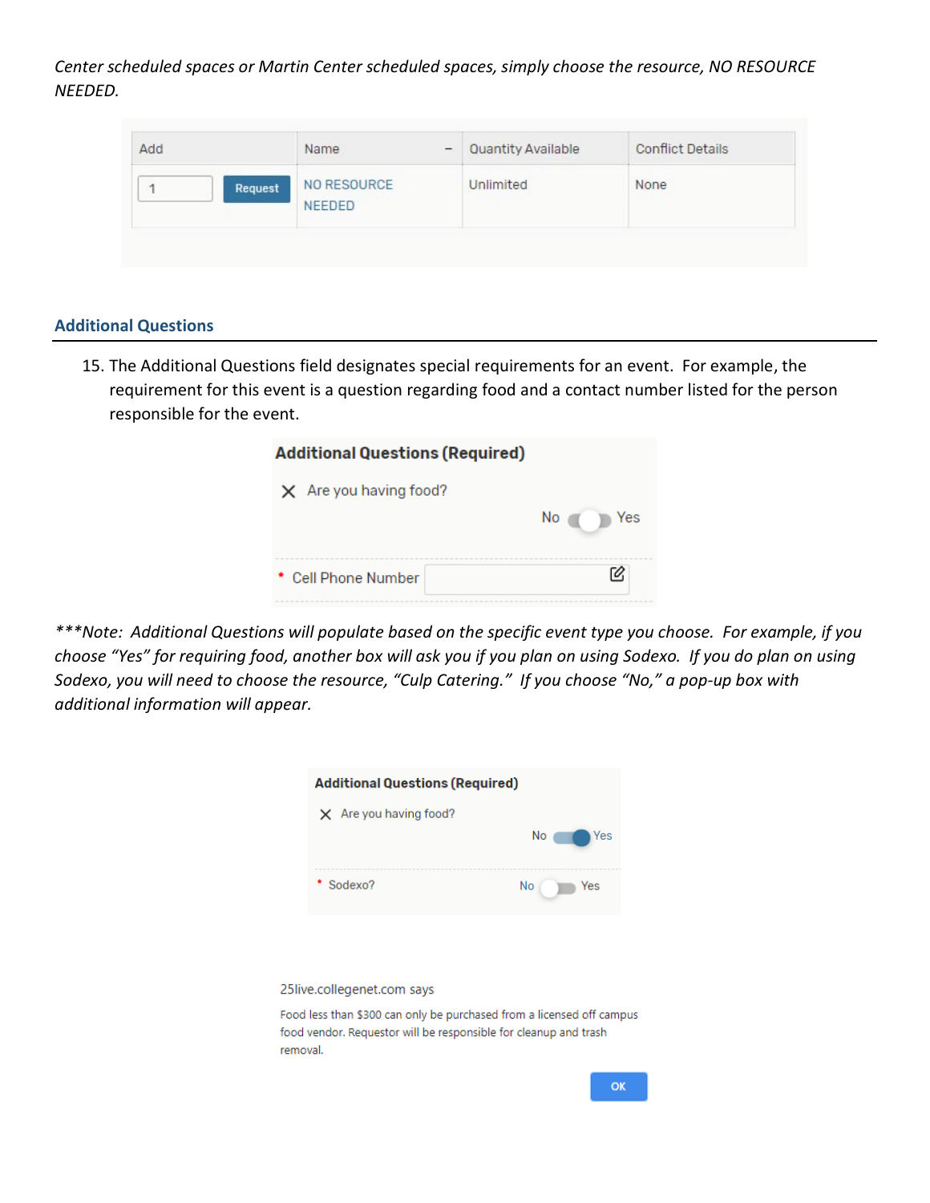*Center scheduled spaces or Martin Center scheduled spaces, simply choose the resource, NO RESOURCE NEEDED.*

| Add | Name | Quantity Available | Conflict Details |
|---|---|---|---|
| 1 Request | NO RESOURCE NEEDED | Unlimited | None |

## Additional Questions

15. The Additional Questions field designates special requirements for an event. For example, the requirement for this event is a question regarding food and a contact number listed for the person responsible for the event.

**Additional Questions (Required)**

Are you having food? No / Yes

\* Cell Phone Number

*\*\*\*Note: Additional Questions will populate based on the specific event type you choose. For example, if you choose "Yes" for requiring food, another box will ask you if you plan on using Sodexo. If you do plan on using Sodexo, you will need to choose the resource, "Culp Catering." If you choose "No," a pop-up box with additional information will appear.*

**Additional Questions (Required)**

Are you having food? No / Yes

\* Sodexo? No / Yes

25live.collegenet.com says

Food less than $300 can only be purchased from a licensed off campus food vendor. Requestor will be responsible for cleanup and trash removal.

OK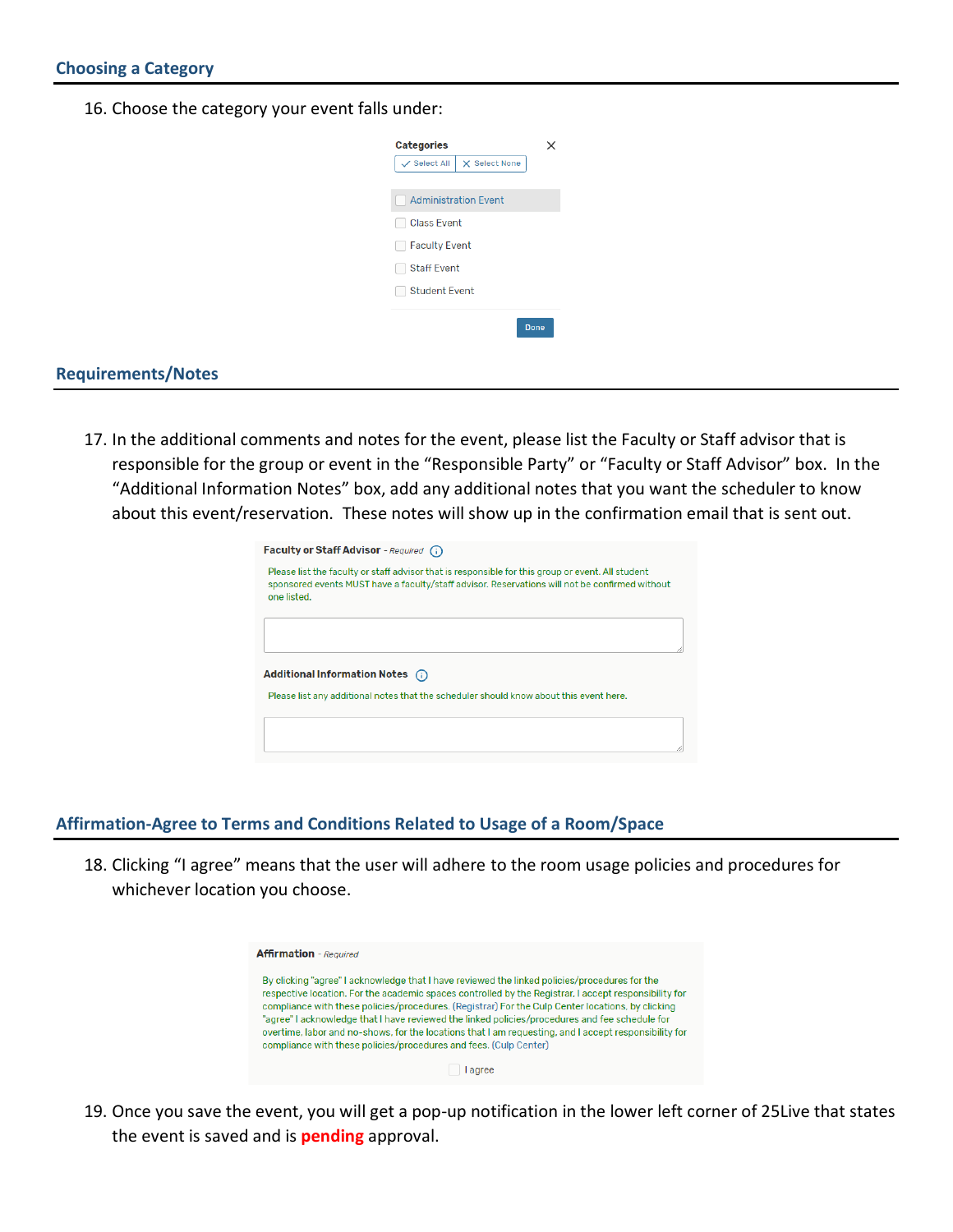## Choosing a Category

16. Choose the category your event falls under:

Categories

Select All | Select None

- Administration Event
- Class Event
- Faculty Event
- Staff Event
- Student Event

Done

## Requirements/Notes

17. In the additional comments and notes for the event, please list the Faculty or Staff advisor that is responsible for the group or event in the "Responsible Party" or "Faculty or Staff Advisor" box. In the "Additional Information Notes" box, add any additional notes that you want the scheduler to know about this event/reservation. These notes will show up in the confirmation email that is sent out.

**Faculty or Staff Advisor** - *Required*

Please list the faculty or staff advisor that is responsible for this group or event. All student sponsored events MUST have a faculty/staff advisor. Reservations will not be confirmed without one listed.

**Additional Information Notes**

Please list any additional notes that the scheduler should know about this event here.

## Affirmation-Agree to Terms and Conditions Related to Usage of a Room/Space

18. Clicking "I agree" means that the user will adhere to the room usage policies and procedures for whichever location you choose.

**Affirmation** - *Required*

By clicking "agree" I acknowledge that I have reviewed the linked policies/procedures for the respective location. For the academic spaces controlled by the Registrar, I accept responsibility for compliance with these policies/procedures. (Registrar) For the Culp Center locations, by clicking "agree" I acknowledge that I have reviewed the linked policies/procedures and fee schedule for overtime, labor and no-shows, for the locations that I am requesting, and I accept responsibility for compliance with these policies/procedures and fees. (Culp Center)

I agree

19. Once you save the event, you will get a pop-up notification in the lower left corner of 25Live that states the event is saved and is **pending** approval.